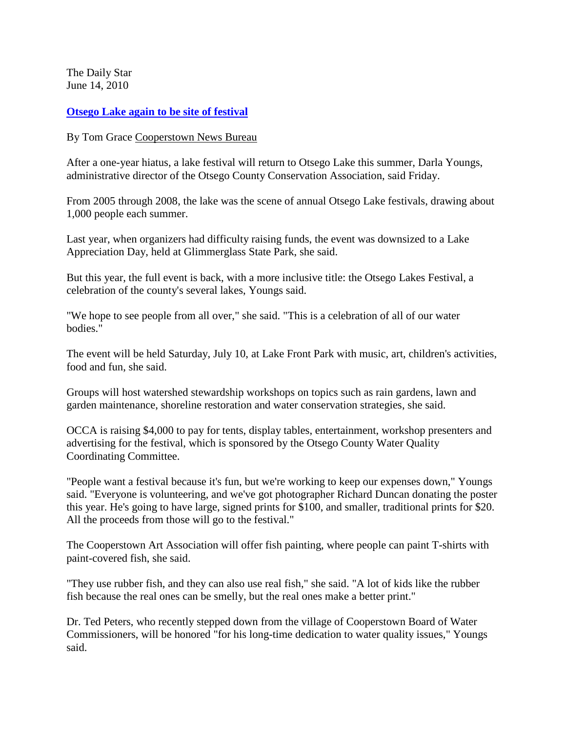The Daily Star
June 14, 2010

## Otsego Lake again to be site of festival

By Tom Grace Cooperstown News Bureau

After a one-year hiatus, a lake festival will return to Otsego Lake this summer, Darla Youngs, administrative director of the Otsego County Conservation Association, said Friday.

From 2005 through 2008, the lake was the scene of annual Otsego Lake festivals, drawing about 1,000 people each summer.

Last year, when organizers had difficulty raising funds, the event was downsized to a Lake Appreciation Day, held at Glimmerglass State Park, she said.

But this year, the full event is back, with a more inclusive title: the Otsego Lakes Festival, a celebration of the county's several lakes, Youngs said.

"We hope to see people from all over," she said. "This is a celebration of all of our water bodies."

The event will be held Saturday, July 10, at Lake Front Park with music, art, children's activities, food and fun, she said.

Groups will host watershed stewardship workshops on topics such as rain gardens, lawn and garden maintenance, shoreline restoration and water conservation strategies, she said.

OCCA is raising $4,000 to pay for tents, display tables, entertainment, workshop presenters and advertising for the festival, which is sponsored by the Otsego County Water Quality Coordinating Committee.

"People want a festival because it's fun, but we're working to keep our expenses down," Youngs said. "Everyone is volunteering, and we've got photographer Richard Duncan donating the poster this year. He's going to have large, signed prints for $100, and smaller, traditional prints for $20. All the proceeds from those will go to the festival."

The Cooperstown Art Association will offer fish painting, where people can paint T-shirts with paint-covered fish, she said.

"They use rubber fish, and they can also use real fish," she said. "A lot of kids like the rubber fish because the real ones can be smelly, but the real ones make a better print."

Dr. Ted Peters, who recently stepped down from the village of Cooperstown Board of Water Commissioners, will be honored "for his long-time dedication to water quality issues," Youngs said.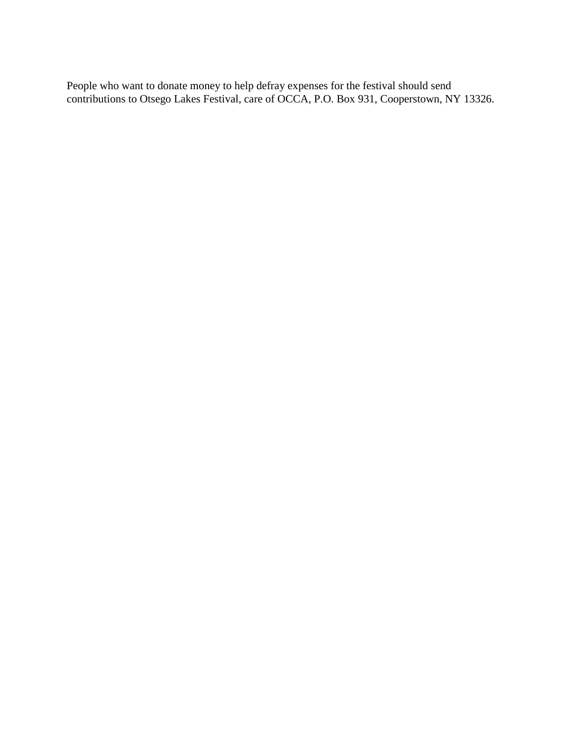People who want to donate money to help defray expenses for the festival should send contributions to Otsego Lakes Festival, care of OCCA, P.O. Box 931, Cooperstown, NY 13326.